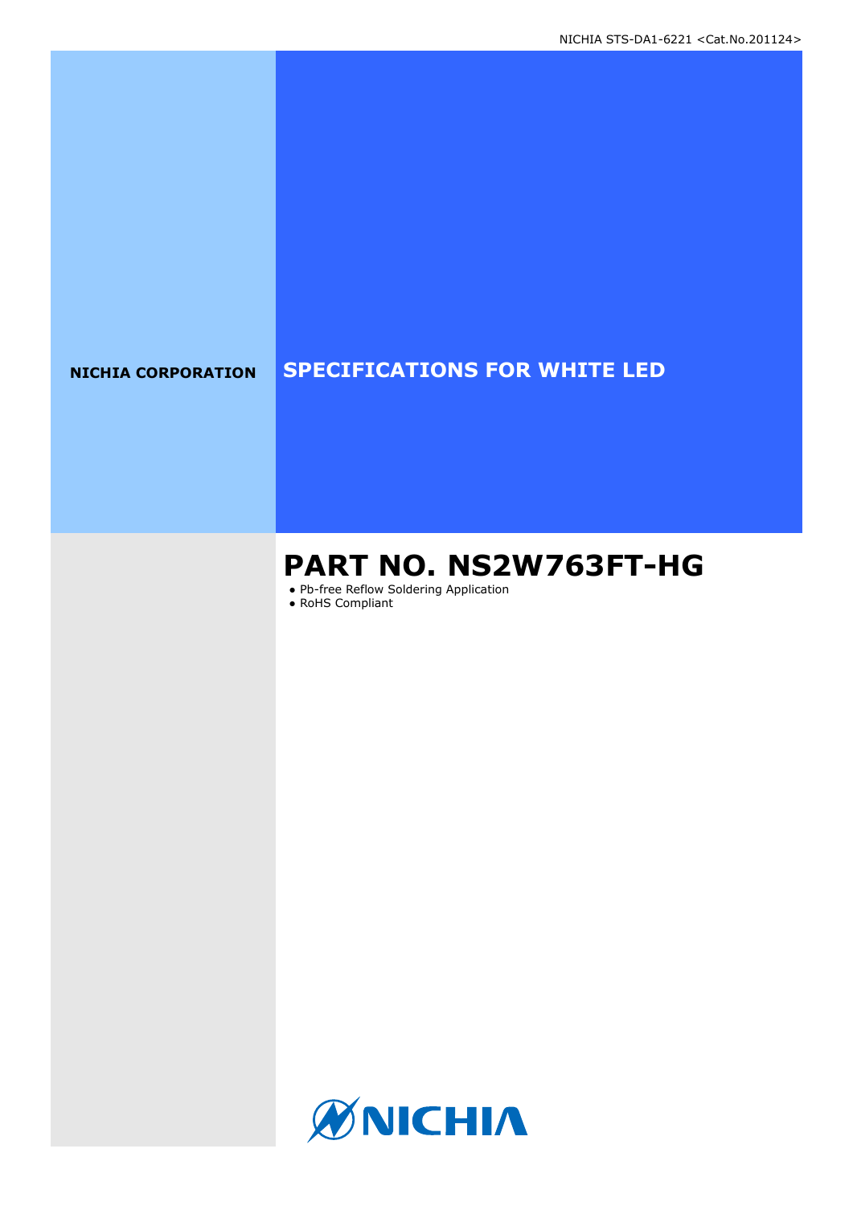NICHIA CORPORATION

# SPECIFICATIONS FOR WHITE LED

## PART NO. NS2W763FT-HG

- Pb-free Reflow Soldering Application
- RoHS Compliant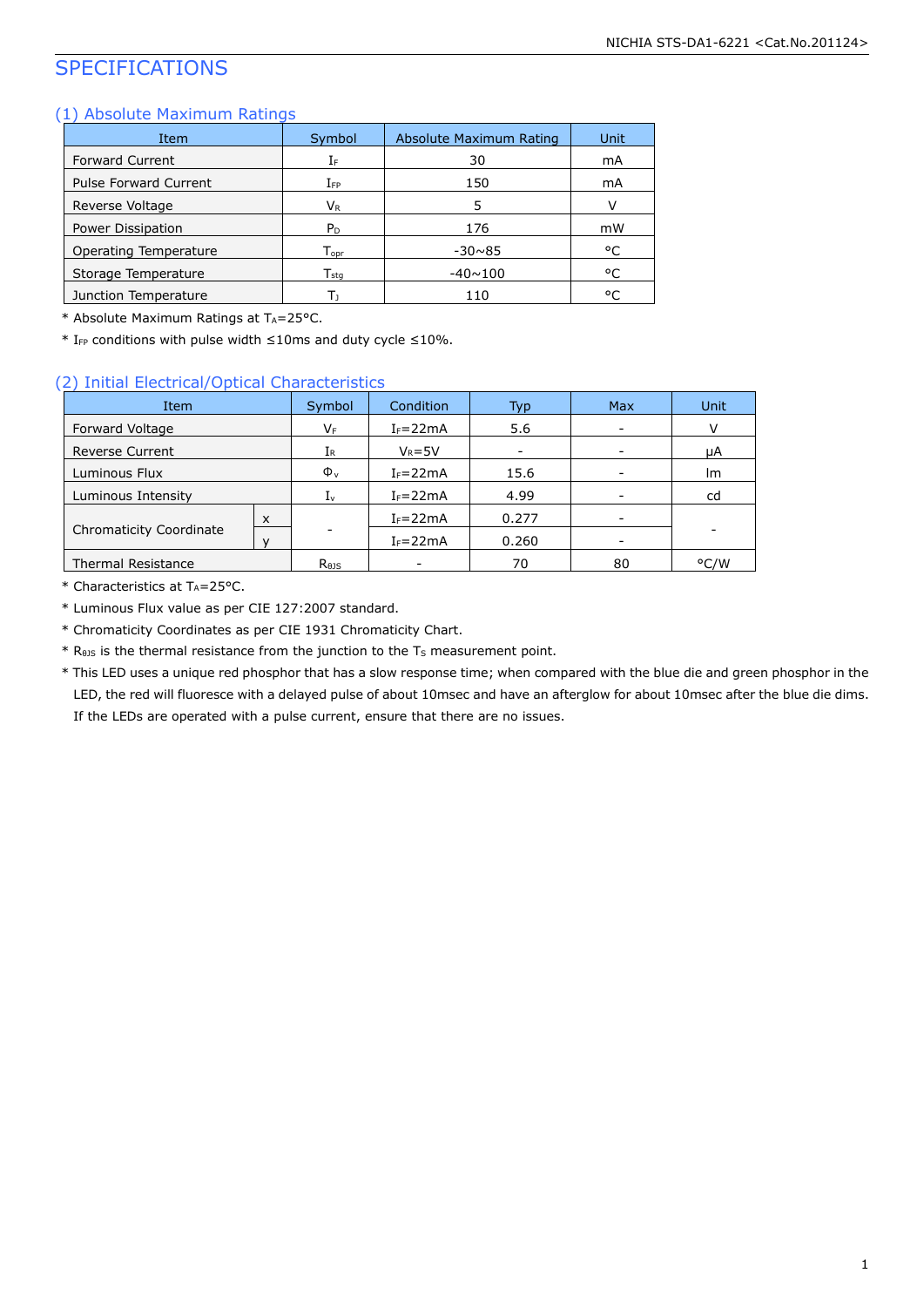# SPECIFICATIONS

## (1) Absolute Maximum Ratings

| Item | Symbol | Absolute Maximum Rating | Unit |
|---|---|---|---|
| Forward Current | $I_F$ | 30 | mA |
| Pulse Forward Current | $I_{FP}$ | 150 | mA |
| Reverse Voltage | $V_R$ | 5 | V |
| Power Dissipation | $P_D$ | 176 | mW |
| Operating Temperature | $T_{opr}$ | -30~85 | °C |
| Storage Temperature | $T_{stg}$ | -40~100 | °C |
| Junction Temperature | $T_J$ | 110 | °C |

\* Absolute Maximum Ratings at $T_A$=25°C.

\* $I_{FP}$ conditions with pulse width ≤10ms and duty cycle ≤10%.

## (2) Initial Electrical/Optical Characteristics

| Item | | Symbol | Condition | Typ | Max | Unit |
|---|---|---|---|---|---|---|
| Forward Voltage | | $V_F$ | $I_F$=22mA | 5.6 | - | V |
| Reverse Current | | $I_R$ | $V_R$=5V | - | - | μA |
| Luminous Flux | | $\Phi_v$ | $I_F$=22mA | 15.6 | - | lm |
| Luminous Intensity | | $I_v$ | $I_F$=22mA | 4.99 | - | cd |
| Chromaticity Coordinate | x | - | $I_F$=22mA | 0.277 | - | - |
| | y | | $I_F$=22mA | 0.260 | - | |
| Thermal Resistance | | $R_{\theta JS}$ | - | 70 | 80 | °C/W |

\* Characteristics at $T_A$=25°C.

\* Luminous Flux value as per CIE 127:2007 standard.

\* Chromaticity Coordinates as per CIE 1931 Chromaticity Chart.

\* $R_{\theta JS}$ is the thermal resistance from the junction to the $T_S$ measurement point.

\* This LED uses a unique red phosphor that has a slow response time; when compared with the blue die and green phosphor in the LED, the red will fluoresce with a delayed pulse of about 10msec and have an afterglow for about 10msec after the blue die dims. If the LEDs are operated with a pulse current, ensure that there are no issues.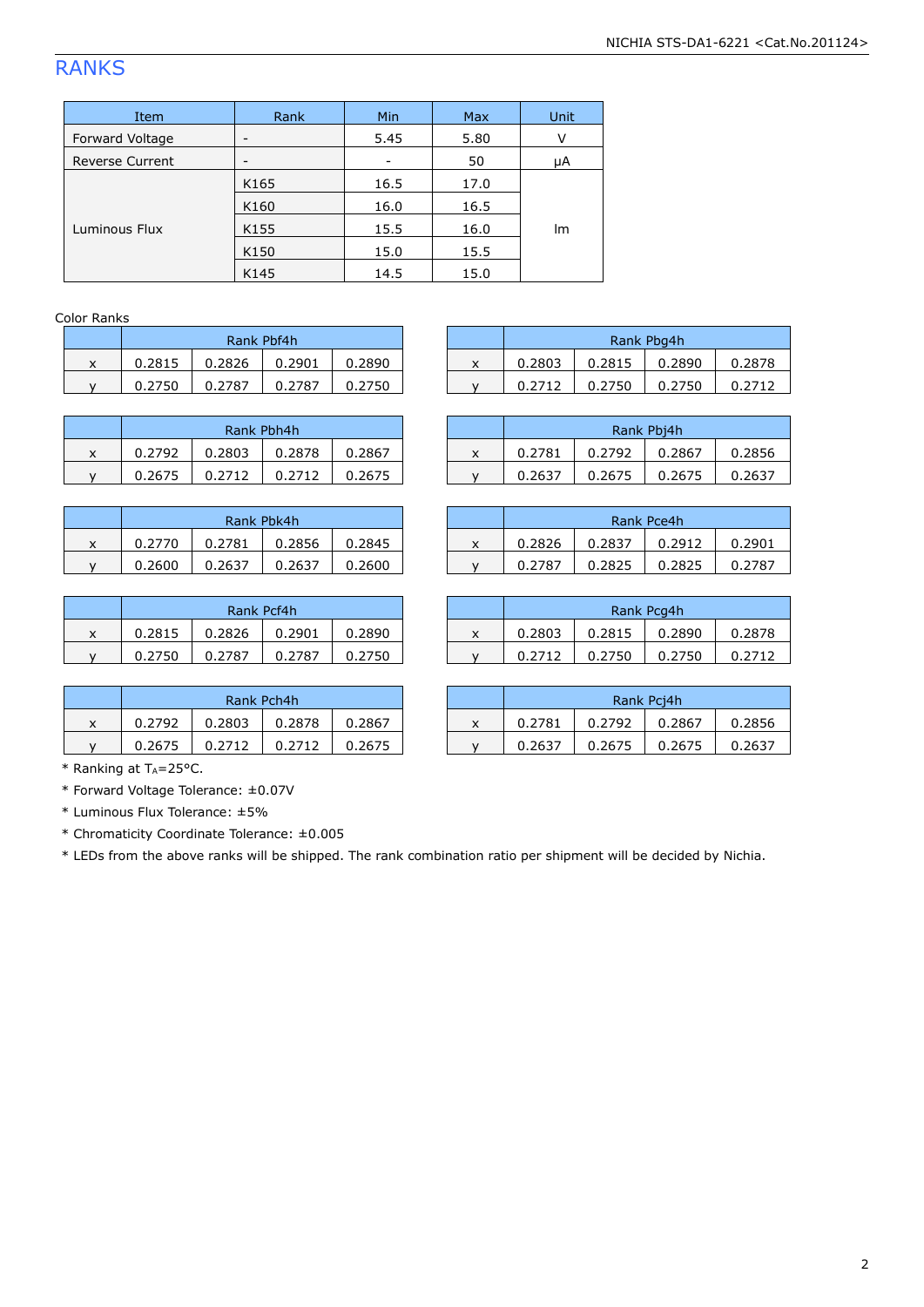# RANKS

| Item | Rank | Min | Max | Unit |
|---|---|---|---|---|
| Forward Voltage | - | 5.45 | 5.80 | V |
| Reverse Current | - | - | 50 | μA |
| Luminous Flux | K165 | 16.5 | 17.0 | lm |
| | K160 | 16.0 | 16.5 | |
| | K155 | 15.5 | 16.0 | |
| | K150 | 15.0 | 15.5 | |
| | K145 | 14.5 | 15.0 | |

Color Ranks

| | Rank Pbf4h | | | |
|---|---|---|---|---|
| x | 0.2815 | 0.2826 | 0.2901 | 0.2890 |
| y | 0.2750 | 0.2787 | 0.2787 | 0.2750 |

| | Rank Pbg4h | | | |
|---|---|---|---|---|
| x | 0.2803 | 0.2815 | 0.2890 | 0.2878 |
| y | 0.2712 | 0.2750 | 0.2750 | 0.2712 |

| | Rank Pbh4h | | | |
|---|---|---|---|---|
| x | 0.2792 | 0.2803 | 0.2878 | 0.2867 |
| y | 0.2675 | 0.2712 | 0.2712 | 0.2675 |

| | Rank Pbj4h | | | |
|---|---|---|---|---|
| x | 0.2781 | 0.2792 | 0.2867 | 0.2856 |
| y | 0.2637 | 0.2675 | 0.2675 | 0.2637 |

| | Rank Pbk4h | | | |
|---|---|---|---|---|
| x | 0.2770 | 0.2781 | 0.2856 | 0.2845 |
| y | 0.2600 | 0.2637 | 0.2637 | 0.2600 |

| | Rank Pce4h | | | |
|---|---|---|---|---|
| x | 0.2826 | 0.2837 | 0.2912 | 0.2901 |
| y | 0.2787 | 0.2825 | 0.2825 | 0.2787 |

| | Rank Pcf4h | | | |
|---|---|---|---|---|
| x | 0.2815 | 0.2826 | 0.2901 | 0.2890 |
| y | 0.2750 | 0.2787 | 0.2787 | 0.2750 |

| | Rank Pcg4h | | | |
|---|---|---|---|---|
| x | 0.2803 | 0.2815 | 0.2890 | 0.2878 |
| y | 0.2712 | 0.2750 | 0.2750 | 0.2712 |

| | Rank Pch4h | | | |
|---|---|---|---|---|
| x | 0.2792 | 0.2803 | 0.2878 | 0.2867 |
| y | 0.2675 | 0.2712 | 0.2712 | 0.2675 |

| | Rank Pcj4h | | | |
|---|---|---|---|---|
| x | 0.2781 | 0.2792 | 0.2867 | 0.2856 |
| y | 0.2637 | 0.2675 | 0.2675 | 0.2637 |

* Ranking at $T_A$=25°C.
* Forward Voltage Tolerance: ±0.07V
* Luminous Flux Tolerance: ±5%
* Chromaticity Coordinate Tolerance: ±0.005
* LEDs from the above ranks will be shipped. The rank combination ratio per shipment will be decided by Nichia.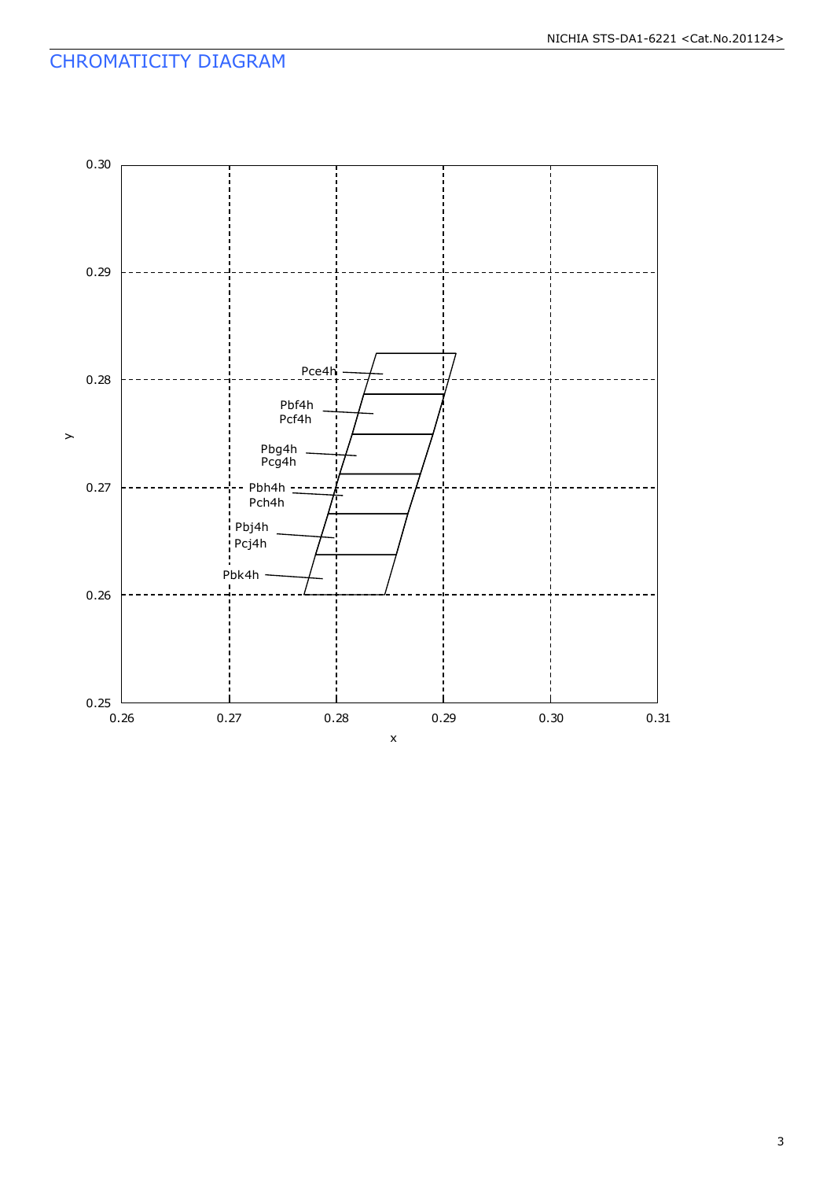## CHROMATICITY DIAGRAM

y

0.30
0.29
0.28
0.27
0.26
0.25

0.26 0.27 0.28 0.29 0.30 0.31

x

Pce4h
Pbf4h
Pcf4h
Pbg4h
Pcg4h
Pbh4h
Pch4h
Pbj4h
Pcj4h
Pbk4h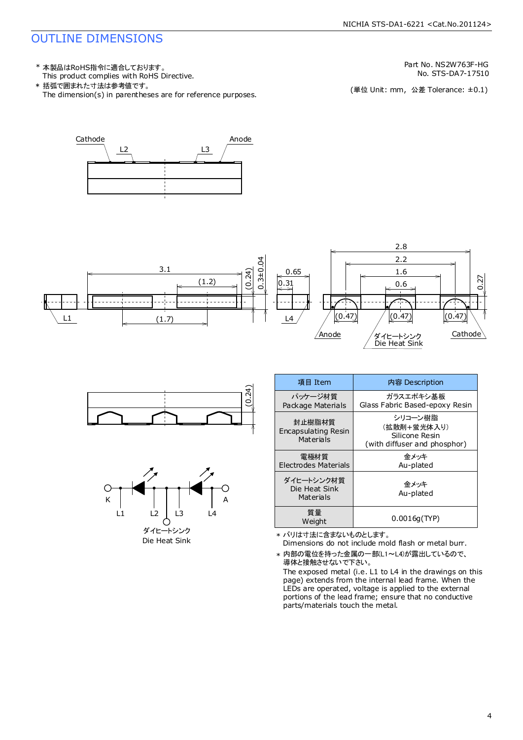# OUTLINE DIMENSIONS

\* 本製品はRoHS指令に適合しております。
This product complies with RoHS Directive.

\* 括弧で囲まれた寸法は参考値です。
The dimension(s) in parentheses are for reference purposes.

Part No. NS2W763F-HG
No. STS-DA7-17510

(単位 Unit: mm, 公差 Tolerance: ±0.1)

Cathode L2 L3 Anode

3.1 (1.2) (0.24) 0.3±0.04 L1 (1.7)

0.65 0.31 L4

2.8 2.2 1.6 0.6 0.27 (0.47) (0.47) (0.47) Anode ダイヒートシンク Die Heat Sink Cathode

(0.24)

K L1 L2 L3 L4 A
ダイヒートシンク
Die Heat Sink

| 項目 Item | 内容 Description |
|---|---|
| パッケージ材質 Package Materials | ガラスエポキシ基板 Glass Fabric Based-epoxy Resin |
| 封止樹脂材質 Encapsulating Resin Materials | シリコーン樹脂 (拡散剤+蛍光体入り) Silicone Resin (with diffuser and phosphor) |
| 電極材質 Electrodes Materials | 金メッキ Au-plated |
| ダイヒートシンク材質 Die Heat Sink Materials | 金メッキ Au-plated |
| 質量 Weight | 0.0016g(TYP) |

\* バリは寸法に含まないものとします。
Dimensions do not include mold flash or metal burr.

\* 内部の電位を持った金属の一部(L1～L4)が露出しているので、導体と接触させないで下さい。
The exposed metal (i.e. L1 to L4 in the drawings on this page) extends from the internal lead frame. When the LEDs are operated, voltage is applied to the external portions of the lead frame; ensure that no conductive parts/materials touch the metal.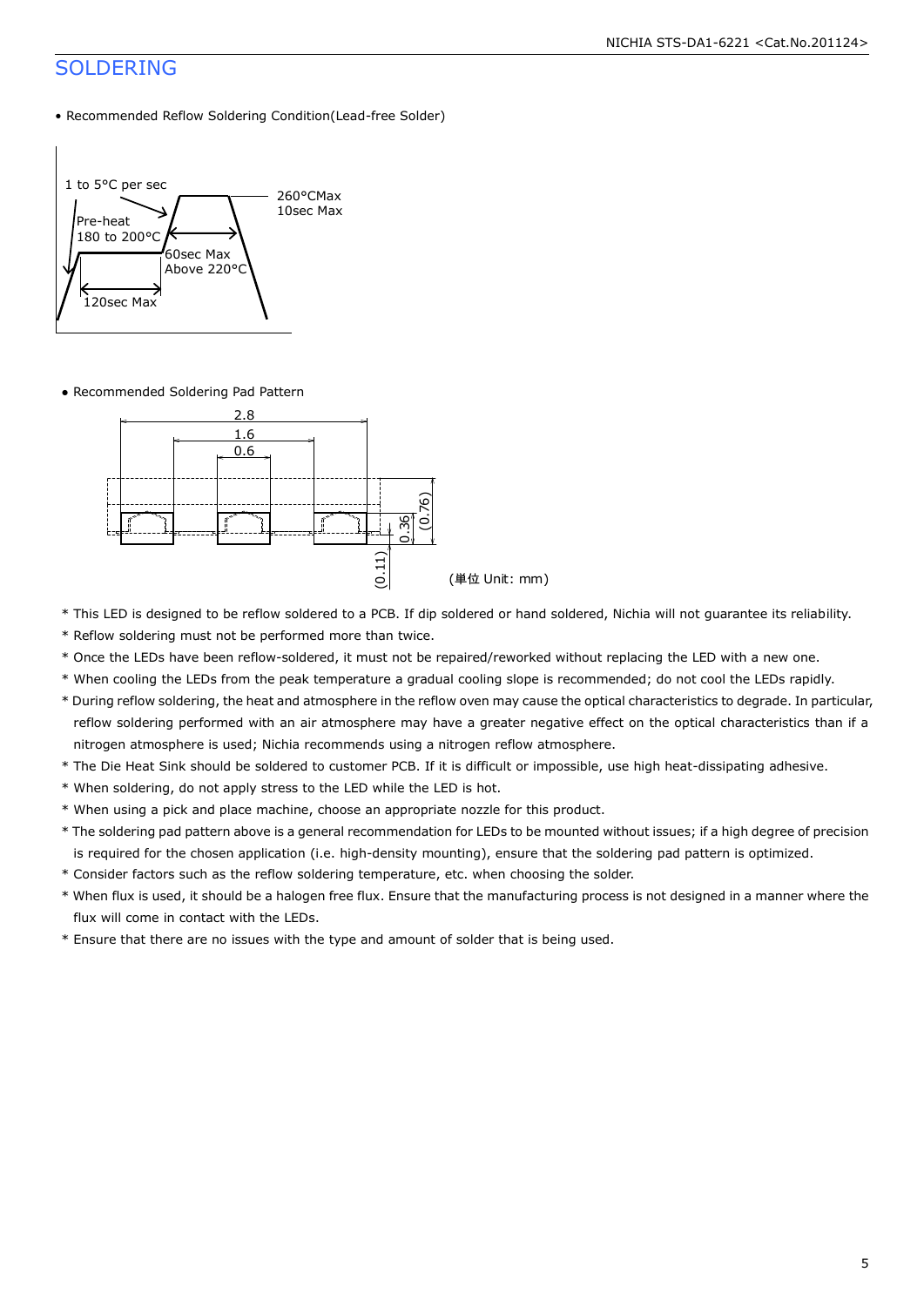# SOLDERING

• Recommended Reflow Soldering Condition(Lead-free Solder)

1 to 5°C per sec

Pre-heat
180 to 200°C

260°CMax
10sec Max

60sec Max
Above 220°C

120sec Max

• Recommended Soldering Pad Pattern

2.8

1.6

0.6

0.36

(0.76)

(0.11)

(単位 Unit: mm)

\* This LED is designed to be reflow soldered to a PCB. If dip soldered or hand soldered, Nichia will not guarantee its reliability.

\* Reflow soldering must not be performed more than twice.

\* Once the LEDs have been reflow-soldered, it must not be repaired/reworked without replacing the LED with a new one.

\* When cooling the LEDs from the peak temperature a gradual cooling slope is recommended; do not cool the LEDs rapidly.

\* During reflow soldering, the heat and atmosphere in the reflow oven may cause the optical characteristics to degrade. In particular, reflow soldering performed with an air atmosphere may have a greater negative effect on the optical characteristics than if a nitrogen atmosphere is used; Nichia recommends using a nitrogen reflow atmosphere.

\* The Die Heat Sink should be soldered to customer PCB. If it is difficult or impossible, use high heat-dissipating adhesive.

\* When soldering, do not apply stress to the LED while the LED is hot.

\* When using a pick and place machine, choose an appropriate nozzle for this product.

\* The soldering pad pattern above is a general recommendation for LEDs to be mounted without issues; if a high degree of precision is required for the chosen application (i.e. high-density mounting), ensure that the soldering pad pattern is optimized.

\* Consider factors such as the reflow soldering temperature, etc. when choosing the solder.

\* When flux is used, it should be a halogen free flux. Ensure that the manufacturing process is not designed in a manner where the flux will come in contact with the LEDs.

\* Ensure that there are no issues with the type and amount of solder that is being used.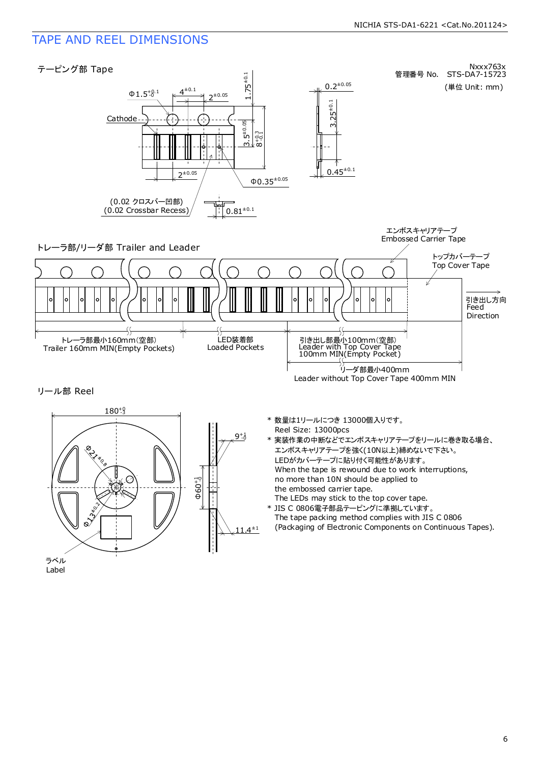# TAPE AND REEL DIMENSIONS

管理番号 No. Nxxx763x STS-DA7-15723

(単位 Unit: mm)

## テーピング部 Tape

Cathode

$\Phi 1.5^{+0.1}_{-0}$

$4^{\pm 0.1}$

$2^{\pm 0.05}$

$1.75^{\pm 0.1}$

$3.5^{\pm 0.05}$

$8^{+0.3}_{-0.1}$

$2^{\pm 0.05}$

$\Phi 0.35^{\pm 0.05}$

$0.2^{\pm 0.05}$

$3.25^{\pm 0.1}$

$0.45^{\pm 0.1}$

(0.02 クロスバー凹部)
(0.02 Crossbar Recess)

$0.81^{\pm 0.1}$

## トレーラ部/リーダ部 Trailer and Leader

エンボスキャリアテープ
Embossed Carrier Tape

トップカバーテープ
Top Cover Tape

引き出し方向
Feed Direction

トレーラ部最小160mm(空部)
Trailer 160mm MIN(Empty Pockets)

LED装着部
Loaded Pockets

引き出し部最小100mm(空部)
Leader with Top Cover Tape 100mm MIN(Empty Pocket)

リーダ部最小400mm
Leader without Top Cover Tape 400mm MIN

## リール部 Reel

$180^{+0}_{-3}$

$\Phi 21^{\pm 0.8}$

$\Phi 13^{\pm 0.2}$

$\Phi 60^{+1}_{-0}$

$9^{+1}_{-0}$

$11.4^{\pm 1}$

ラベル
Label

* 数量は1リールにつき 13000個入りです。
  Reel Size: 13000pcs
* 実装作業の中断などでエンボスキャリアテープをリールに巻き取る場合、
  エンボスキャリアテープを強く(10N以上)締めないで下さい。
  LEDがカバーテープに貼り付く可能性があります。
  When the tape is rewound due to work interruptions,
  no more than 10N should be applied to
  the embossed carrier tape.
  The LEDs may stick to the top cover tape.
* JIS C 0806電子部品テーピングに準拠しています。
  The tape packing method complies with JIS C 0806
  (Packaging of Electronic Components on Continuous Tapes).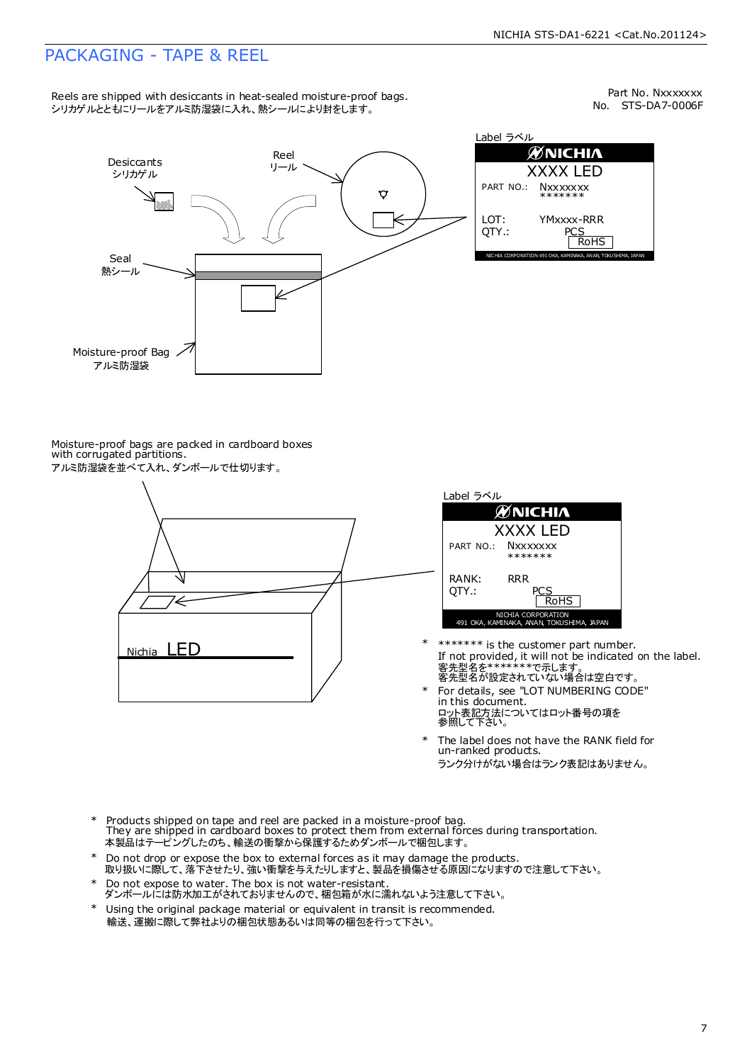# PACKAGING - TAPE & REEL

Reels are shipped with desiccants in heat-sealed moisture-proof bags.
シリカゲルとともにリールをアルミ防湿袋に入れ、熱シールにより封をします。

Part No. Nxxxxxxx
No. STS-DA7-0006F

Desiccants
シリカゲル

Reel
リール

Seal
熱シール

Moisture-proof Bag
アルミ防湿袋

Label ラベル

NICHIA
XXXX LED
PART NO.: Nxxxxxxx
*******
LOT: YMxxxx-RRR
QTY.: PCS
RoHS
NICHIA CORPORATION 491 OKA, KAMINAKA, ANAN, TOKUSHIMA, JAPAN

Moisture-proof bags are packed in cardboard boxes with corrugated partitions.
アルミ防湿袋を並べて入れ、ダンボールで仕切ります。

Nichia LED

Label ラベル

NICHIA
XXXX LED
PART NO.: Nxxxxxxx
*******
RANK: RRR
QTY.: PCS
RoHS
NICHIA CORPORATION
491 OKA, KAMINAKA, ANAN, TOKUSHIMA, JAPAN

- ******* is the customer part number.
  If not provided, it will not be indicated on the label.
  客先型名を*******で示します。
  客先型名が設定されていない場合は空白です。
- For details, see "LOT NUMBERING CODE" in this document.
  ロット表記方法についてはロット番号の項を参照して下さい。
- The label does not have the RANK field for un-ranked products.
  ランク分けがない場合はランク表記はありません。

- Products shipped on tape and reel are packed in a moisture-proof bag.
  They are shipped in cardboard boxes to protect them from external forces during transportation.
  本製品はテーピングしたのち、輸送の衝撃から保護するためダンボールで梱包します。
- Do not drop or expose the box to external forces as it may damage the products.
  取り扱いに際して、落下させたり、強い衝撃を与えたりしますと、製品を損傷させる原因になりますので注意して下さい。
- Do not expose to water. The box is not water-resistant.
  ダンボールには防水加工がされておりませんので、梱包箱が水に濡れないよう注意して下さい。
- Using the original package material or equivalent in transit is recommended.
  輸送、運搬に際して弊社よりの梱包状態あるいは同等の梱包を行って下さい。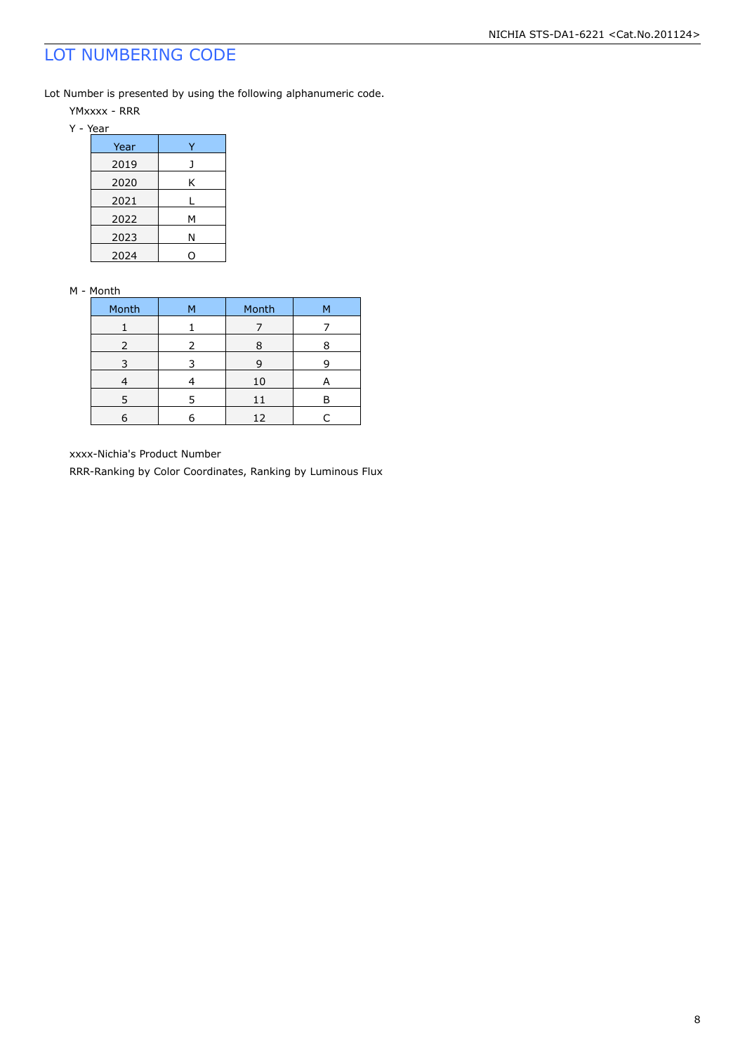# LOT NUMBERING CODE

Lot Number is presented by using the following alphanumeric code.

YMxxxx - RRR

Y - Year

| Year | Y |
|---|---|
| 2019 | J |
| 2020 | K |
| 2021 | L |
| 2022 | M |
| 2023 | N |
| 2024 | O |

M - Month

| Month | M | Month | M |
|---|---|---|---|
| 1 | 1 | 7 | 7 |
| 2 | 2 | 8 | 8 |
| 3 | 3 | 9 | 9 |
| 4 | 4 | 10 | A |
| 5 | 5 | 11 | B |
| 6 | 6 | 12 | C |

xxxx-Nichia's Product Number

RRR-Ranking by Color Coordinates, Ranking by Luminous Flux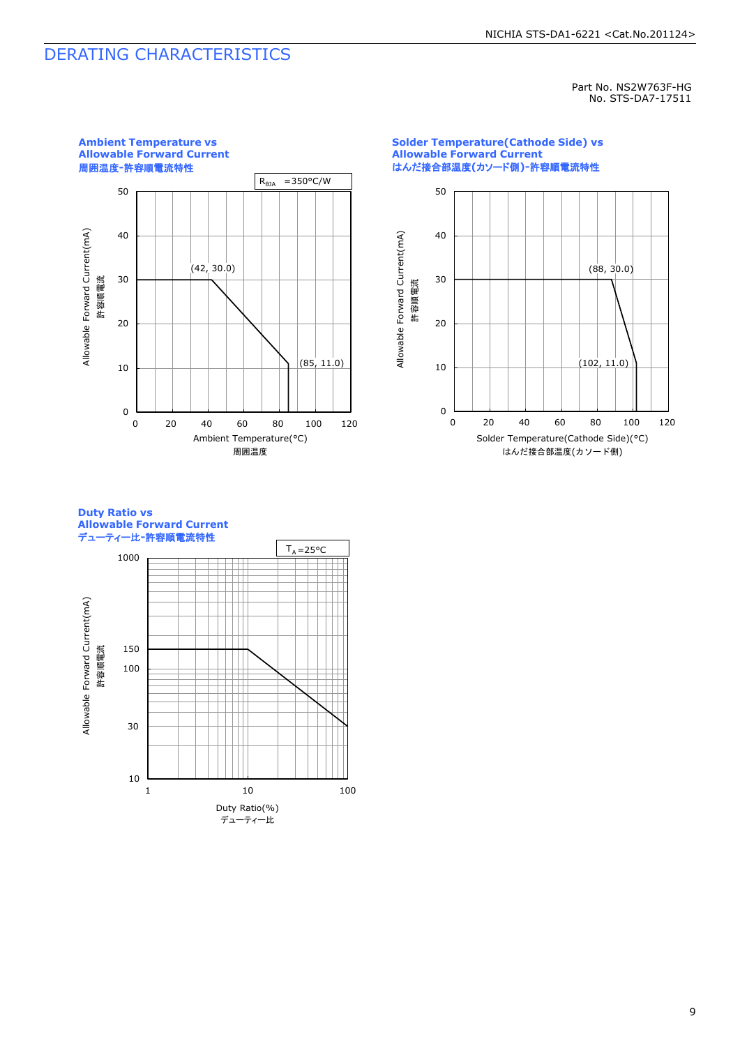# DERATING CHARACTERISTICS

Part No. NS2W763F-HG
No. STS-DA7-17511

**Ambient Temperature vs Allowable Forward Current**
**周囲温度-許容順電流特性**

$R_{\theta JA}$ =350°C/W

Allowable Forward Current(mA)
許容順電流

(42, 30.0)
(85, 11.0)

Ambient Temperature(°C)
周囲温度

**Solder Temperature(Cathode Side) vs Allowable Forward Current**
**はんだ接合部温度(カソード側)-許容順電流特性**

Allowable Forward Current(mA)
許容順電流

(88, 30.0)
(102, 11.0)

Solder Temperature(Cathode Side)(°C)
はんだ接合部温度(カソード側)

**Duty Ratio vs Allowable Forward Current**
**デューティー比-許容順電流特性**

$T_A$=25°C

Allowable Forward Current(mA)
許容順電流

Duty Ratio(%)
デューティー比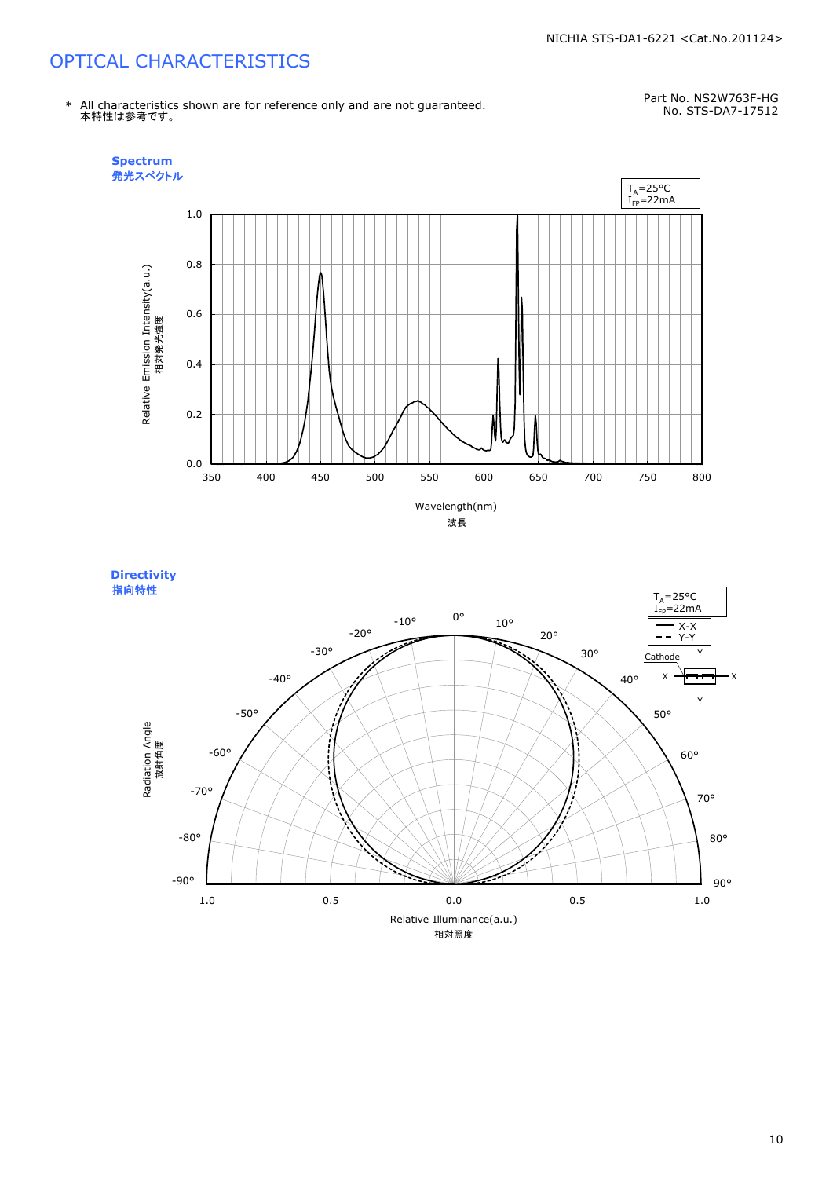# OPTICAL CHARACTERISTICS

\* All characteristics shown are for reference only and are not guaranteed.
本特性は参考です。

Part No. NS2W763F-HG
No. STS-DA7-17512

**Spectrum**
**発光スペクトル**

$T_A$=25°C
$I_{FP}$=22mA

Relative Emission Intensity(a.u.)
相対発光強度

Wavelength(nm)
波長

**Directivity**
**指向特性**

$T_A$=25°C
$I_{FP}$=22mA

— X-X
-- Y-Y

Radiation Angle
放射角度

Relative Illuminance(a.u.)
相対照度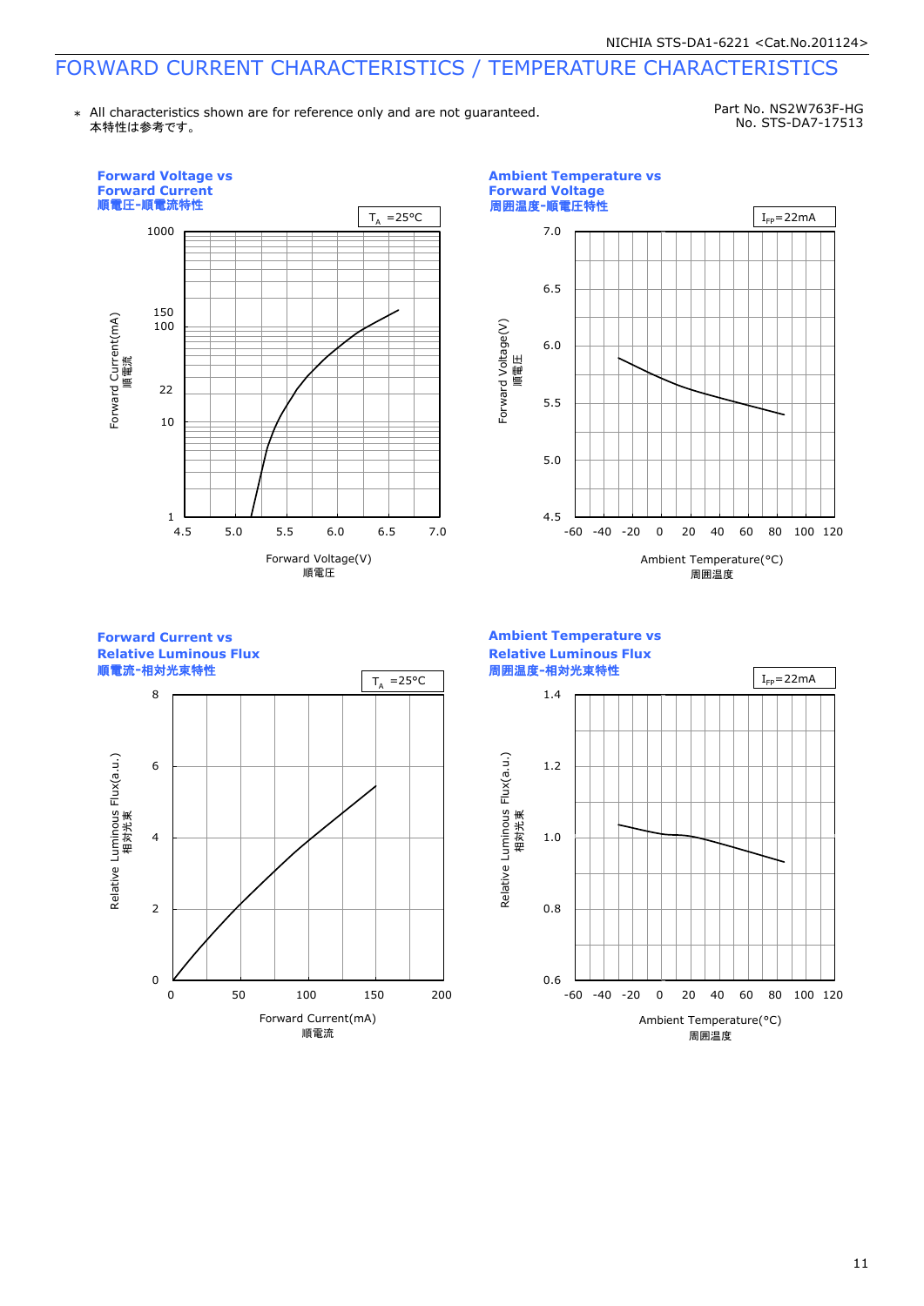# FORWARD CURRENT CHARACTERISTICS / TEMPERATURE CHARACTERISTICS

＊ All characteristics shown are for reference only and are not guaranteed.
本特性は参考です。

Part No. NS2W763F-HG
No. STS-DA7-17513

### Forward Voltage vs Forward Current
### 順電圧-順電流特性

$T_A$ =25°C

Forward Current(mA) 順電流: 1, 10, 22, 100, 150, 1000

Forward Voltage(V) 順電圧: 4.5, 5.0, 5.5, 6.0, 6.5, 7.0

### Ambient Temperature vs Forward Voltage
### 周囲温度-順電圧特性

$I_{FP}$=22mA

Forward Voltage(V) 順電圧: 4.5, 5.0, 5.5, 6.0, 6.5, 7.0

Ambient Temperature(°C) 周囲温度: -60, -40, -20, 0, 20, 40, 60, 80, 100, 120

### Forward Current vs Relative Luminous Flux
### 順電流-相対光束特性

$T_A$ =25°C

Relative Luminous Flux(a.u.) 相対光束: 0, 2, 4, 6, 8

Forward Current(mA) 順電流: 0, 50, 100, 150, 200

### Ambient Temperature vs Relative Luminous Flux
### 周囲温度-相対光束特性

$I_{FP}$=22mA

Relative Luminous Flux(a.u.) 相対光束: 0.6, 0.8, 1.0, 1.2, 1.4

Ambient Temperature(°C) 周囲温度: -60, -40, -20, 0, 20, 40, 60, 80, 100, 120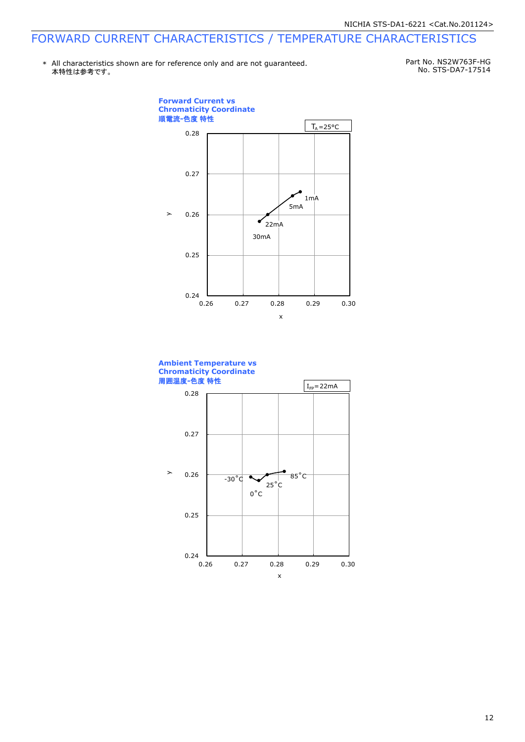# FORWARD CURRENT CHARACTERISTICS / TEMPERATURE CHARACTERISTICS

\* All characteristics shown are for reference only and are not guaranteed.
本特性は参考です。

Part No. NS2W763F-HG
No. STS-DA7-17514

**Forward Current vs Chromaticity Coordinate**
**順電流-色度 特性**

$T_A$=25°C

y: 0.24, 0.25, 0.26, 0.27, 0.28
x: 0.26, 0.27, 0.28, 0.29, 0.30

1mA
5mA
22mA
30mA

**Ambient Temperature vs Chromaticity Coordinate**
**周囲温度-色度 特性**

$I_{FP}$=22mA

y: 0.24, 0.25, 0.26, 0.27, 0.28
x: 0.26, 0.27, 0.28, 0.29, 0.30

-30°C
0°C
25°C
85°C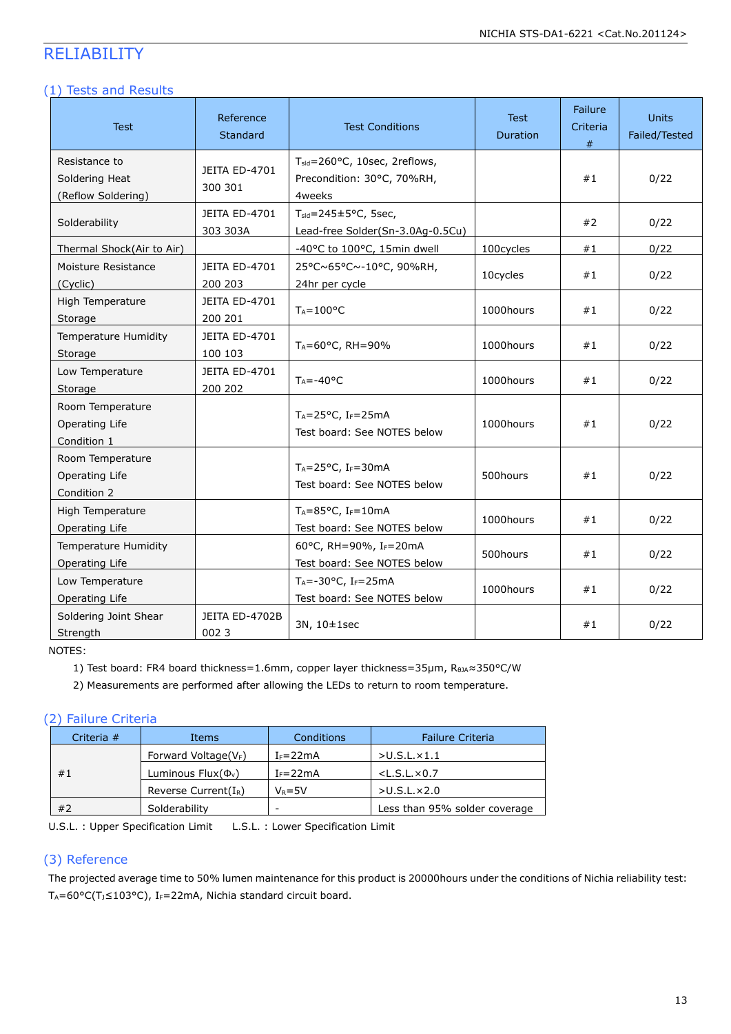# RELIABILITY

## (1) Tests and Results

| Test | Reference Standard | Test Conditions | Test Duration | Failure Criteria # | Units Failed/Tested |
|---|---|---|---|---|---|
| Resistance to Soldering Heat (Reflow Soldering) | JEITA ED-4701 300 301 | $T_{sld}$=260°C, 10sec, 2reflows, Precondition: 30°C, 70%RH, 4weeks | | #1 | 0/22 |
| Solderability | JEITA ED-4701 303 303A | $T_{sld}$=245±5°C, 5sec, Lead-free Solder(Sn-3.0Ag-0.5Cu) | | #2 | 0/22 |
| Thermal Shock(Air to Air) | | -40°C to 100°C, 15min dwell | 100cycles | #1 | 0/22 |
| Moisture Resistance (Cyclic) | JEITA ED-4701 200 203 | 25°C~65°C~-10°C, 90%RH, 24hr per cycle | 10cycles | #1 | 0/22 |
| High Temperature Storage | JEITA ED-4701 200 201 | $T_A$=100°C | 1000hours | #1 | 0/22 |
| Temperature Humidity Storage | JEITA ED-4701 100 103 | $T_A$=60°C, RH=90% | 1000hours | #1 | 0/22 |
| Low Temperature Storage | JEITA ED-4701 200 202 | $T_A$=-40°C | 1000hours | #1 | 0/22 |
| Room Temperature Operating Life Condition 1 | | $T_A$=25°C, $I_F$=25mA Test board: See NOTES below | 1000hours | #1 | 0/22 |
| Room Temperature Operating Life Condition 2 | | $T_A$=25°C, $I_F$=30mA Test board: See NOTES below | 500hours | #1 | 0/22 |
| High Temperature Operating Life | | $T_A$=85°C, $I_F$=10mA Test board: See NOTES below | 1000hours | #1 | 0/22 |
| Temperature Humidity Operating Life | | 60°C, RH=90%, $I_F$=20mA Test board: See NOTES below | 500hours | #1 | 0/22 |
| Low Temperature Operating Life | | $T_A$=-30°C, $I_F$=25mA Test board: See NOTES below | 1000hours | #1 | 0/22 |
| Soldering Joint Shear Strength | JEITA ED-4702B 002 3 | 3N, 10±1sec | | #1 | 0/22 |

NOTES:

1) Test board: FR4 board thickness=1.6mm, copper layer thickness=35μm, $R_{\theta JA}$≈350°C/W
2) Measurements are performed after allowing the LEDs to return to room temperature.

## (2) Failure Criteria

| Criteria # | Items | Conditions | Failure Criteria |
|---|---|---|---|
| #1 | Forward Voltage($V_F$) | $I_F$=22mA | >U.S.L.×1.1 |
| | Luminous Flux($\Phi_V$) | $I_F$=22mA | <L.S.L.×0.7 |
| | Reverse Current($I_R$) | $V_R$=5V | >U.S.L.×2.0 |
| #2 | Solderability | - | Less than 95% solder coverage |

U.S.L. : Upper Specification Limit  L.S.L. : Lower Specification Limit

## (3) Reference

The projected average time to 50% lumen maintenance for this product is 20000hours under the conditions of Nichia reliability test: $T_A$=60°C($T_J$≤103°C), $I_F$=22mA, Nichia standard circuit board.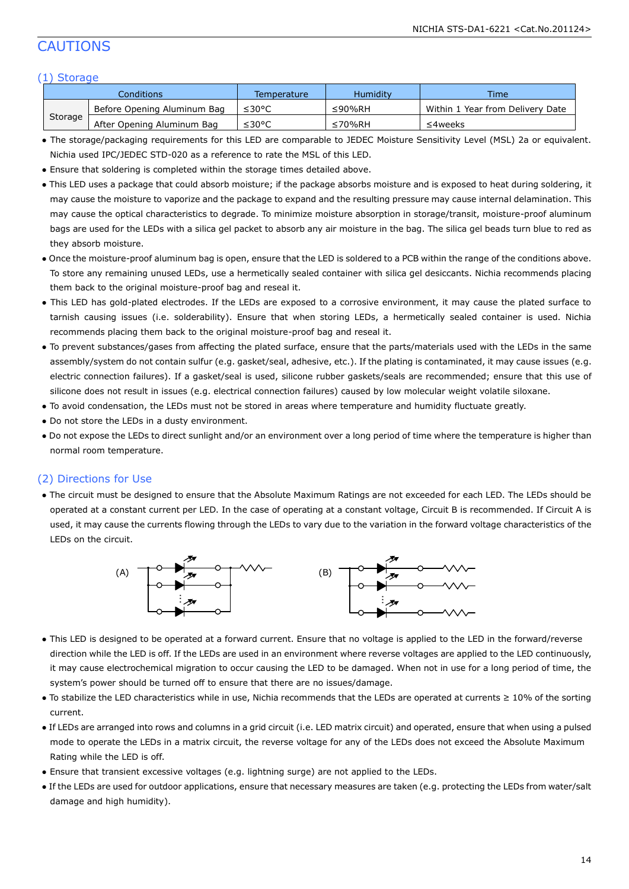# CAUTIONS

## (1) Storage

| Conditions | | Temperature | Humidity | Time |
|---|---|---|---|---|
| Storage | Before Opening Aluminum Bag | ≤30°C | ≤90%RH | Within 1 Year from Delivery Date |
| | After Opening Aluminum Bag | ≤30°C | ≤70%RH | ≤4weeks |

- The storage/packaging requirements for this LED are comparable to JEDEC Moisture Sensitivity Level (MSL) 2a or equivalent. Nichia used IPC/JEDEC STD-020 as a reference to rate the MSL of this LED.
- Ensure that soldering is completed within the storage times detailed above.
- This LED uses a package that could absorb moisture; if the package absorbs moisture and is exposed to heat during soldering, it may cause the moisture to vaporize and the package to expand and the resulting pressure may cause internal delamination. This may cause the optical characteristics to degrade. To minimize moisture absorption in storage/transit, moisture-proof aluminum bags are used for the LEDs with a silica gel packet to absorb any air moisture in the bag. The silica gel beads turn blue to red as they absorb moisture.
- Once the moisture-proof aluminum bag is open, ensure that the LED is soldered to a PCB within the range of the conditions above. To store any remaining unused LEDs, use a hermetically sealed container with silica gel desiccants. Nichia recommends placing them back to the original moisture-proof bag and reseal it.
- This LED has gold-plated electrodes. If the LEDs are exposed to a corrosive environment, it may cause the plated surface to tarnish causing issues (i.e. solderability). Ensure that when storing LEDs, a hermetically sealed container is used. Nichia recommends placing them back to the original moisture-proof bag and reseal it.
- To prevent substances/gases from affecting the plated surface, ensure that the parts/materials used with the LEDs in the same assembly/system do not contain sulfur (e.g. gasket/seal, adhesive, etc.). If the plating is contaminated, it may cause issues (e.g. electric connection failures). If a gasket/seal is used, silicone rubber gaskets/seals are recommended; ensure that this use of silicone does not result in issues (e.g. electrical connection failures) caused by low molecular weight volatile siloxane.
- To avoid condensation, the LEDs must not be stored in areas where temperature and humidity fluctuate greatly.
- Do not store the LEDs in a dusty environment.
- Do not expose the LEDs to direct sunlight and/or an environment over a long period of time where the temperature is higher than normal room temperature.

## (2) Directions for Use

- The circuit must be designed to ensure that the Absolute Maximum Ratings are not exceeded for each LED. The LEDs should be operated at a constant current per LED. In the case of operating at a constant voltage, Circuit B is recommended. If Circuit A is used, it may cause the currents flowing through the LEDs to vary due to the variation in the forward voltage characteristics of the LEDs on the circuit.

(A) (B)

- This LED is designed to be operated at a forward current. Ensure that no voltage is applied to the LED in the forward/reverse direction while the LED is off. If the LEDs are used in an environment where reverse voltages are applied to the LED continuously, it may cause electrochemical migration to occur causing the LED to be damaged. When not in use for a long period of time, the system's power should be turned off to ensure that there are no issues/damage.
- To stabilize the LED characteristics while in use, Nichia recommends that the LEDs are operated at currents ≥ 10% of the sorting current.
- If LEDs are arranged into rows and columns in a grid circuit (i.e. LED matrix circuit) and operated, ensure that when using a pulsed mode to operate the LEDs in a matrix circuit, the reverse voltage for any of the LEDs does not exceed the Absolute Maximum Rating while the LED is off.
- Ensure that transient excessive voltages (e.g. lightning surge) are not applied to the LEDs.
- If the LEDs are used for outdoor applications, ensure that necessary measures are taken (e.g. protecting the LEDs from water/salt damage and high humidity).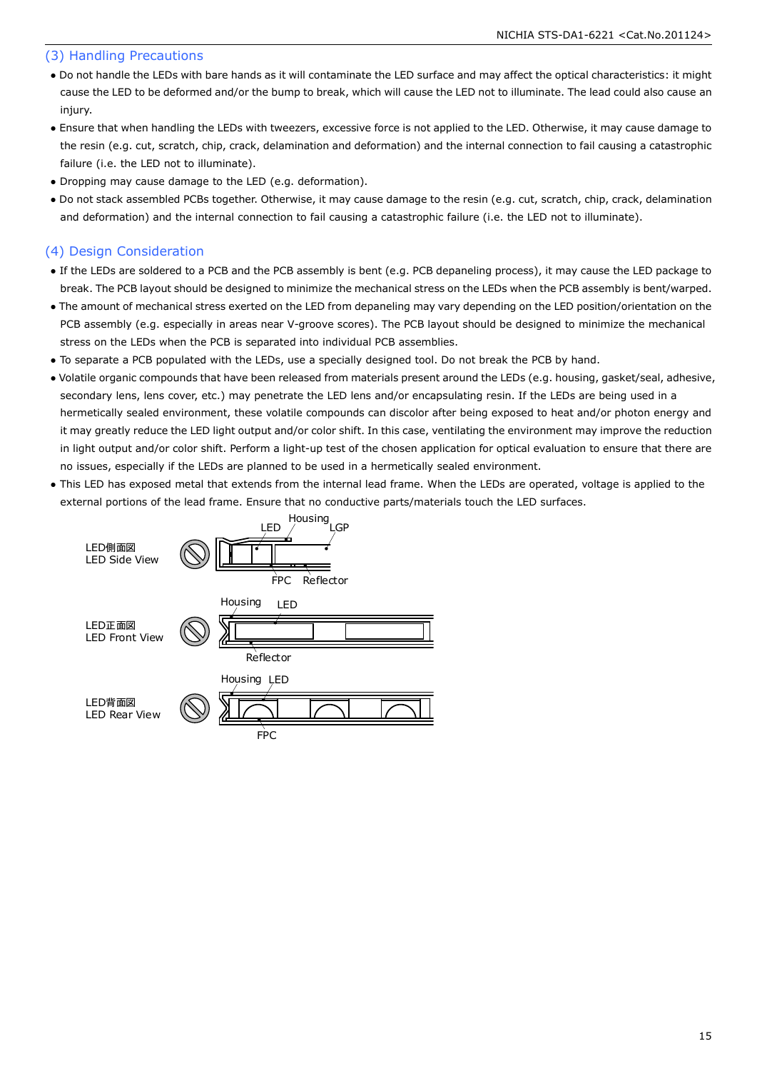## (3) Handling Precautions

- Do not handle the LEDs with bare hands as it will contaminate the LED surface and may affect the optical characteristics: it might cause the LED to be deformed and/or the bump to break, which will cause the LED not to illuminate. The lead could also cause an injury.
- Ensure that when handling the LEDs with tweezers, excessive force is not applied to the LED. Otherwise, it may cause damage to the resin (e.g. cut, scratch, chip, crack, delamination and deformation) and the internal connection to fail causing a catastrophic failure (i.e. the LED not to illuminate).
- Dropping may cause damage to the LED (e.g. deformation).
- Do not stack assembled PCBs together. Otherwise, it may cause damage to the resin (e.g. cut, scratch, chip, crack, delamination and deformation) and the internal connection to fail causing a catastrophic failure (i.e. the LED not to illuminate).

## (4) Design Consideration

- If the LEDs are soldered to a PCB and the PCB assembly is bent (e.g. PCB depaneling process), it may cause the LED package to break. The PCB layout should be designed to minimize the mechanical stress on the LEDs when the PCB assembly is bent/warped.
- The amount of mechanical stress exerted on the LED from depaneling may vary depending on the LED position/orientation on the PCB assembly (e.g. especially in areas near V-groove scores). The PCB layout should be designed to minimize the mechanical stress on the LEDs when the PCB is separated into individual PCB assemblies.
- To separate a PCB populated with the LEDs, use a specially designed tool. Do not break the PCB by hand.
- Volatile organic compounds that have been released from materials present around the LEDs (e.g. housing, gasket/seal, adhesive, secondary lens, lens cover, etc.) may penetrate the LED lens and/or encapsulating resin. If the LEDs are being used in a hermetically sealed environment, these volatile compounds can discolor after being exposed to heat and/or photon energy and it may greatly reduce the LED light output and/or color shift. In this case, ventilating the environment may improve the reduction in light output and/or color shift. Perform a light-up test of the chosen application for optical evaluation to ensure that there are no issues, especially if the LEDs are planned to be used in a hermetically sealed environment.
- This LED has exposed metal that extends from the internal lead frame. When the LEDs are operated, voltage is applied to the external portions of the lead frame. Ensure that no conductive parts/materials touch the LED surfaces.

LED側面図
LED Side View

Housing, LED, LGP, FPC, Reflector

LED正面図
LED Front View

Housing, LED, Reflector

LED背面図
LED Rear View

Housing, LED, FPC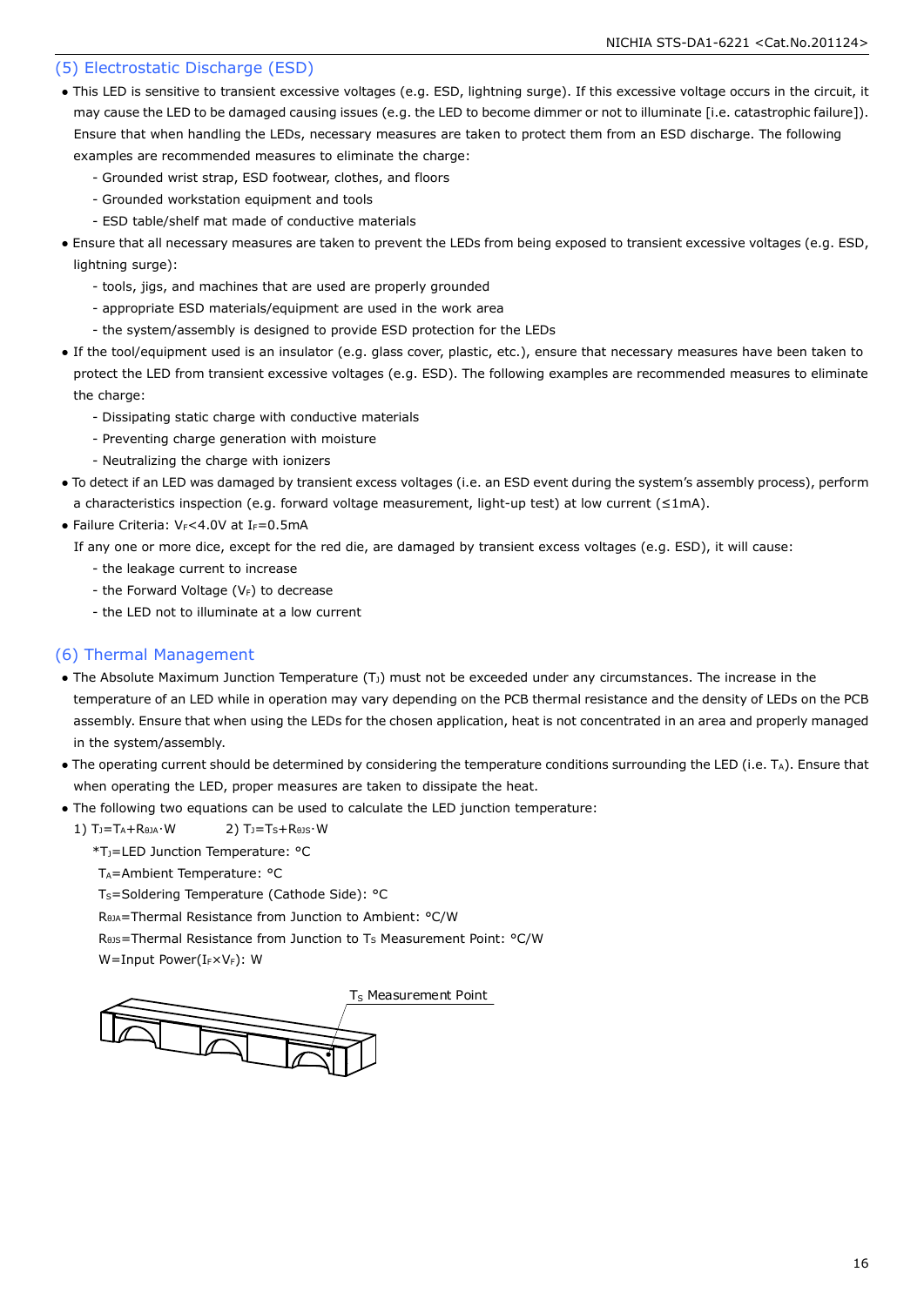### (5) Electrostatic Discharge (ESD)

- This LED is sensitive to transient excessive voltages (e.g. ESD, lightning surge). If this excessive voltage occurs in the circuit, it may cause the LED to be damaged causing issues (e.g. the LED to become dimmer or not to illuminate [i.e. catastrophic failure]). Ensure that when handling the LEDs, necessary measures are taken to protect them from an ESD discharge. The following examples are recommended measures to eliminate the charge:
  - Grounded wrist strap, ESD footwear, clothes, and floors
  - Grounded workstation equipment and tools
  - ESD table/shelf mat made of conductive materials
- Ensure that all necessary measures are taken to prevent the LEDs from being exposed to transient excessive voltages (e.g. ESD, lightning surge):
  - tools, jigs, and machines that are used are properly grounded
  - appropriate ESD materials/equipment are used in the work area
  - the system/assembly is designed to provide ESD protection for the LEDs
- If the tool/equipment used is an insulator (e.g. glass cover, plastic, etc.), ensure that necessary measures have been taken to protect the LED from transient excessive voltages (e.g. ESD). The following examples are recommended measures to eliminate the charge:
  - Dissipating static charge with conductive materials
  - Preventing charge generation with moisture
  - Neutralizing the charge with ionizers
- To detect if an LED was damaged by transient excess voltages (i.e. an ESD event during the system's assembly process), perform a characteristics inspection (e.g. forward voltage measurement, light-up test) at low current (≤1mA).
- Failure Criteria: $V_F$<4.0V at $I_F$=0.5mA

  If any one or more dice, except for the red die, are damaged by transient excess voltages (e.g. ESD), it will cause:
  - the leakage current to increase
  - the Forward Voltage ($V_F$) to decrease
  - the LED not to illuminate at a low current

### (6) Thermal Management

- The Absolute Maximum Junction Temperature ($T_J$) must not be exceeded under any circumstances. The increase in the temperature of an LED while in operation may vary depending on the PCB thermal resistance and the density of LEDs on the PCB assembly. Ensure that when using the LEDs for the chosen application, heat is not concentrated in an area and properly managed in the system/assembly.
- The operating current should be determined by considering the temperature conditions surrounding the LED (i.e. $T_A$). Ensure that when operating the LED, proper measures are taken to dissipate the heat.
- The following two equations can be used to calculate the LED junction temperature:

  1) $T_J=T_A+R_{\theta JA}\cdot W$  2) $T_J=T_S+R_{\theta JS}\cdot W$

  *$T_J$=LED Junction Temperature: °C

  $T_A$=Ambient Temperature: °C

  $T_S$=Soldering Temperature (Cathode Side): °C

  $R_{\theta JA}$=Thermal Resistance from Junction to Ambient: °C/W

  $R_{\theta JS}$=Thermal Resistance from Junction to $T_S$ Measurement Point: °C/W

  W=Input Power($I_F$×$V_F$): W

$T_S$ Measurement Point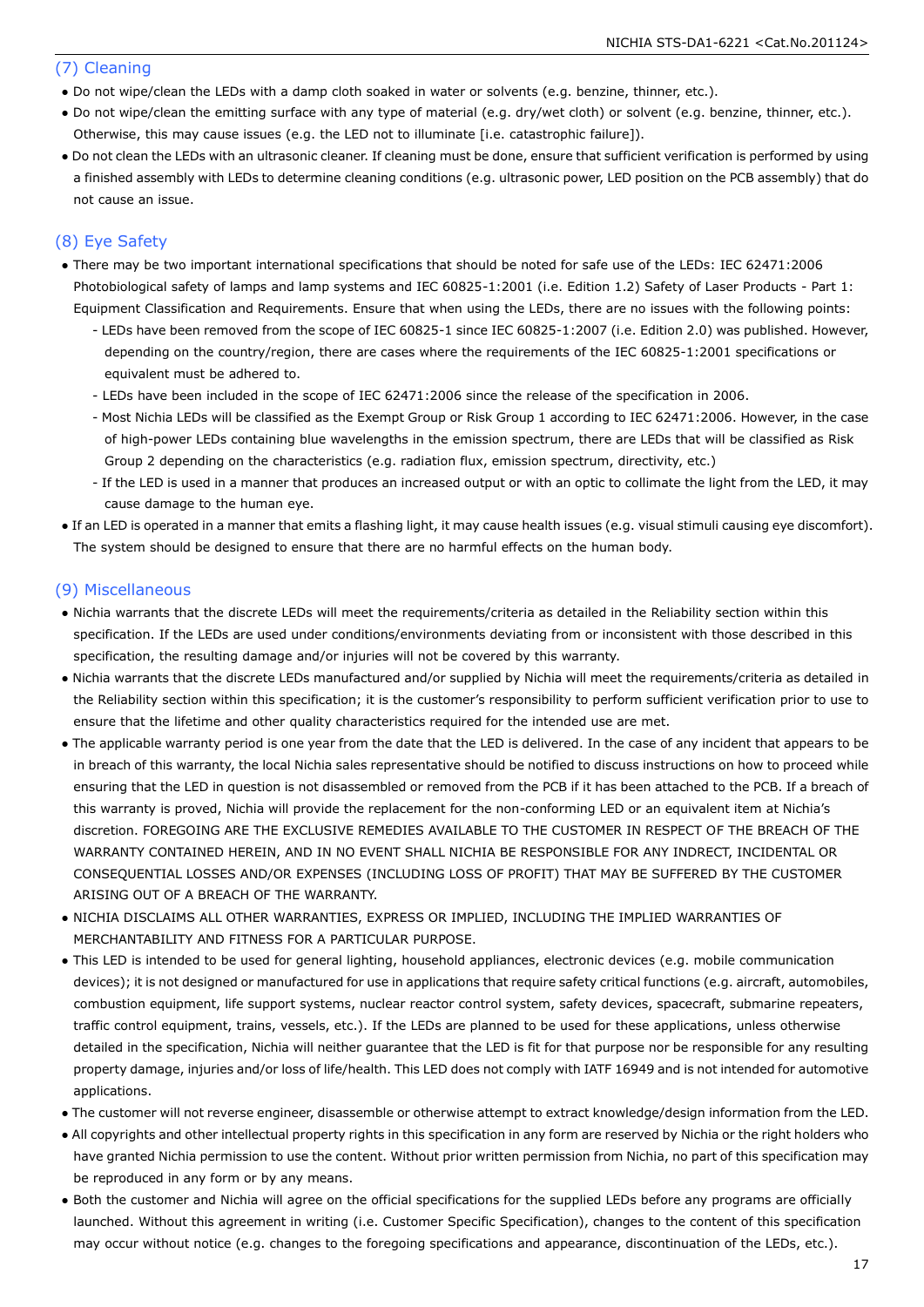## (7) Cleaning

- Do not wipe/clean the LEDs with a damp cloth soaked in water or solvents (e.g. benzine, thinner, etc.).
- Do not wipe/clean the emitting surface with any type of material (e.g. dry/wet cloth) or solvent (e.g. benzine, thinner, etc.). Otherwise, this may cause issues (e.g. the LED not to illuminate [i.e. catastrophic failure]).
- Do not clean the LEDs with an ultrasonic cleaner. If cleaning must be done, ensure that sufficient verification is performed by using a finished assembly with LEDs to determine cleaning conditions (e.g. ultrasonic power, LED position on the PCB assembly) that do not cause an issue.

## (8) Eye Safety

- There may be two important international specifications that should be noted for safe use of the LEDs: IEC 62471:2006 Photobiological safety of lamps and lamp systems and IEC 60825-1:2001 (i.e. Edition 1.2) Safety of Laser Products - Part 1: Equipment Classification and Requirements. Ensure that when using the LEDs, there are no issues with the following points:
  - LEDs have been removed from the scope of IEC 60825-1 since IEC 60825-1:2007 (i.e. Edition 2.0) was published. However, depending on the country/region, there are cases where the requirements of the IEC 60825-1:2001 specifications or equivalent must be adhered to.
  - LEDs have been included in the scope of IEC 62471:2006 since the release of the specification in 2006.
  - Most Nichia LEDs will be classified as the Exempt Group or Risk Group 1 according to IEC 62471:2006. However, in the case of high-power LEDs containing blue wavelengths in the emission spectrum, there are LEDs that will be classified as Risk Group 2 depending on the characteristics (e.g. radiation flux, emission spectrum, directivity, etc.)
  - If the LED is used in a manner that produces an increased output or with an optic to collimate the light from the LED, it may cause damage to the human eye.
- If an LED is operated in a manner that emits a flashing light, it may cause health issues (e.g. visual stimuli causing eye discomfort). The system should be designed to ensure that there are no harmful effects on the human body.

## (9) Miscellaneous

- Nichia warrants that the discrete LEDs will meet the requirements/criteria as detailed in the Reliability section within this specification. If the LEDs are used under conditions/environments deviating from or inconsistent with those described in this specification, the resulting damage and/or injuries will not be covered by this warranty.
- Nichia warrants that the discrete LEDs manufactured and/or supplied by Nichia will meet the requirements/criteria as detailed in the Reliability section within this specification; it is the customer's responsibility to perform sufficient verification prior to use to ensure that the lifetime and other quality characteristics required for the intended use are met.
- The applicable warranty period is one year from the date that the LED is delivered. In the case of any incident that appears to be in breach of this warranty, the local Nichia sales representative should be notified to discuss instructions on how to proceed while ensuring that the LED in question is not disassembled or removed from the PCB if it has been attached to the PCB. If a breach of this warranty is proved, Nichia will provide the replacement for the non-conforming LED or an equivalent item at Nichia's discretion. FOREGOING ARE THE EXCLUSIVE REMEDIES AVAILABLE TO THE CUSTOMER IN RESPECT OF THE BREACH OF THE WARRANTY CONTAINED HEREIN, AND IN NO EVENT SHALL NICHIA BE RESPONSIBLE FOR ANY INDRECT, INCIDENTAL OR CONSEQUENTIAL LOSSES AND/OR EXPENSES (INCLUDING LOSS OF PROFIT) THAT MAY BE SUFFERED BY THE CUSTOMER ARISING OUT OF A BREACH OF THE WARRANTY.
- NICHIA DISCLAIMS ALL OTHER WARRANTIES, EXPRESS OR IMPLIED, INCLUDING THE IMPLIED WARRANTIES OF MERCHANTABILITY AND FITNESS FOR A PARTICULAR PURPOSE.
- This LED is intended to be used for general lighting, household appliances, electronic devices (e.g. mobile communication devices); it is not designed or manufactured for use in applications that require safety critical functions (e.g. aircraft, automobiles, combustion equipment, life support systems, nuclear reactor control system, safety devices, spacecraft, submarine repeaters, traffic control equipment, trains, vessels, etc.). If the LEDs are planned to be used for these applications, unless otherwise detailed in the specification, Nichia will neither guarantee that the LED is fit for that purpose nor be responsible for any resulting property damage, injuries and/or loss of life/health. This LED does not comply with IATF 16949 and is not intended for automotive applications.
- The customer will not reverse engineer, disassemble or otherwise attempt to extract knowledge/design information from the LED.
- All copyrights and other intellectual property rights in this specification in any form are reserved by Nichia or the right holders who have granted Nichia permission to use the content. Without prior written permission from Nichia, no part of this specification may be reproduced in any form or by any means.
- Both the customer and Nichia will agree on the official specifications for the supplied LEDs before any programs are officially launched. Without this agreement in writing (i.e. Customer Specific Specification), changes to the content of this specification may occur without notice (e.g. changes to the foregoing specifications and appearance, discontinuation of the LEDs, etc.).